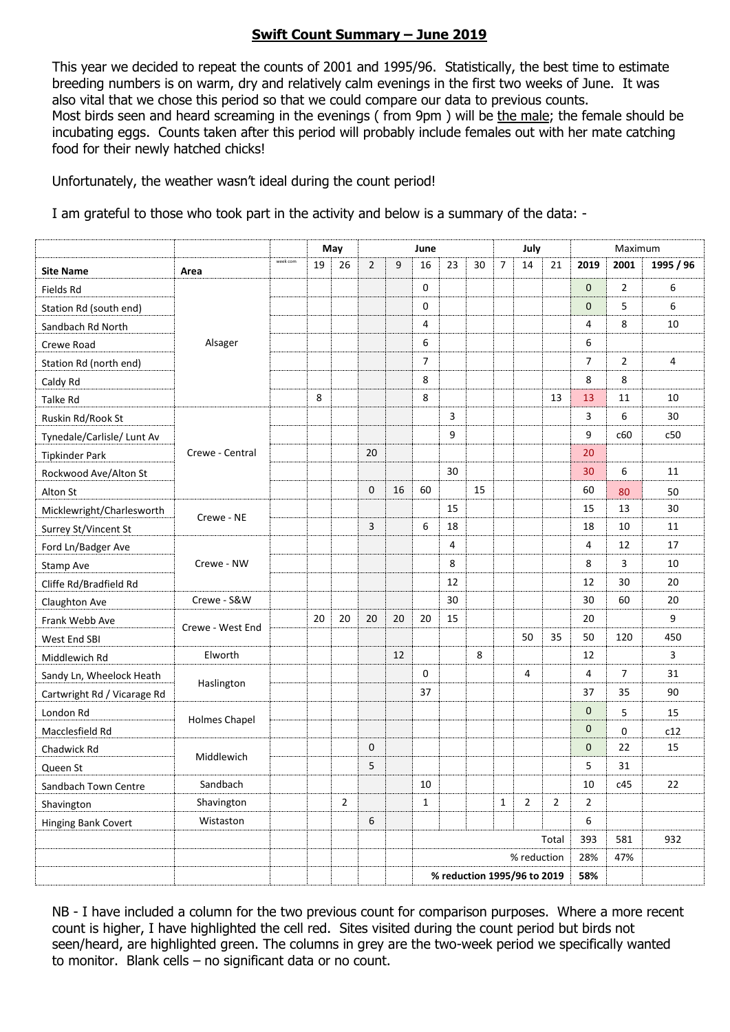## Swift Count Summary – June 2019

This year we decided to repeat the counts of 2001 and 1995/96. Statistically, the best time to estimate breeding numbers is on warm, dry and relatively calm evenings in the first two weeks of June. It was also vital that we chose this period so that we could compare our data to previous counts.
Most birds seen and heard screaming in the evenings ( from 9pm ) will be the male; the female should be incubating eggs. Counts taken after this period will probably include females out with her mate catching food for their newly hatched chicks!

Unfortunately, the weather wasn't ideal during the count period!

I am grateful to those who took part in the activity and below is a summary of the data: -

| | | | May | | June | | | | | July | | | Maximum | | |
|---|---|---|---|---|---|---|---|---|---|---|---|---|---|---|---|
| **Site Name** | **Area** | week com | 19 | 26 | 2 | 9 | 16 | 23 | 30 | 7 | 14 | 21 | **2019** | **2001** | **1995 / 96** |
| Fields Rd | Alsager | | | | | | 0 | | | | | | 0 | 2 | 6 |
| Station Rd (south end) | | | | | | | 0 | | | | | | 0 | 5 | 6 |
| Sandbach Rd North | | | | | | | 4 | | | | | | 4 | 8 | 10 |
| Crewe Road | | | | | | | 6 | | | | | | 6 | | |
| Station Rd (north end) | | | | | | | 7 | | | | | | 7 | 2 | 4 |
| Caldy Rd | | | | | | | 8 | | | | | | 8 | 8 | |
| Talke Rd | | | 8 | | | | 8 | | | | | 13 | 13 | 11 | 10 |
| Ruskin Rd/Rook St | Crewe - Central | | | | | | | 3 | | | | | 3 | 6 | 30 |
| Tynedale/Carlisle/ Lunt Av | | | | | | | | 9 | | | | | 9 | c60 | c50 |
| Tipkinder Park | | | | | 20 | | | | | | | | 20 | | |
| Rockwood Ave/Alton St | | | | | | | | 30 | | | | | 30 | 6 | 11 |
| Alton St | | | | | 0 | 16 | 60 | | 15 | | | | 60 | 80 | 50 |
| Micklewright/Charlesworth | Crewe - NE | | | | | | | 15 | | | | | 15 | 13 | 30 |
| Surrey St/Vincent St | | | | | 3 | | 6 | 18 | | | | | 18 | 10 | 11 |
| Ford Ln/Badger Ave | Crewe - NW | | | | | | | 4 | | | | | 4 | 12 | 17 |
| Stamp Ave | | | | | | | | 8 | | | | | 8 | 3 | 10 |
| Cliffe Rd/Bradfield Rd | | | | | | | | 12 | | | | | 12 | 30 | 20 |
| Claughton Ave | Crewe - S&W | | | | | | | 30 | | | | | 30 | 60 | 20 |
| Frank Webb Ave | Crewe - West End | | 20 | 20 | 20 | 20 | 20 | 15 | | | | | 20 | | 9 |
| West End SBI | | | | | | | | | | | 50 | 35 | 50 | 120 | 450 |
| Middlewich Rd | Elworth | | | | | 12 | | | 8 | | | | 12 | | 3 |
| Sandy Ln, Wheelock Heath | Haslington | | | | | | 0 | | | | 4 | | 4 | 7 | 31 |
| Cartwright Rd / Vicarage Rd | | | | | | | 37 | | | | | | 37 | 35 | 90 |
| London Rd | Holmes Chapel | | | | | | | | | | | | 0 | 5 | 15 |
| Macclesfield Rd | | | | | | | | | | | | | 0 | 0 | c12 |
| Chadwick Rd | Middlewich | | | | 0 | | | | | | | | 0 | 22 | 15 |
| Queen St | | | | | 5 | | | | | | | | 5 | 31 | |
| Sandbach Town Centre | Sandbach | | | | | | 10 | | | | | | 10 | c45 | 22 |
| Shavington | Shavington | | | 2 | | | 1 | | | 1 | 2 | 2 | 2 | | |
| Hinging Bank Covert | Wistaston | | | | 6 | | | | | | | | 6 | | |
| | | | | | | | | | | | | Total | 393 | 581 | 932 |
| | | | | | | | | | | | | % reduction | 28% | 47% | |
| | | | | | | | **% reduction 1995/96 to 2019** | | | | | | **58%** | | |

NB - I have included a column for the two previous count for comparison purposes. Where a more recent count is higher, I have highlighted the cell red. Sites visited during the count period but birds not seen/heard, are highlighted green. The columns in grey are the two-week period we specifically wanted to monitor. Blank cells – no significant data or no count.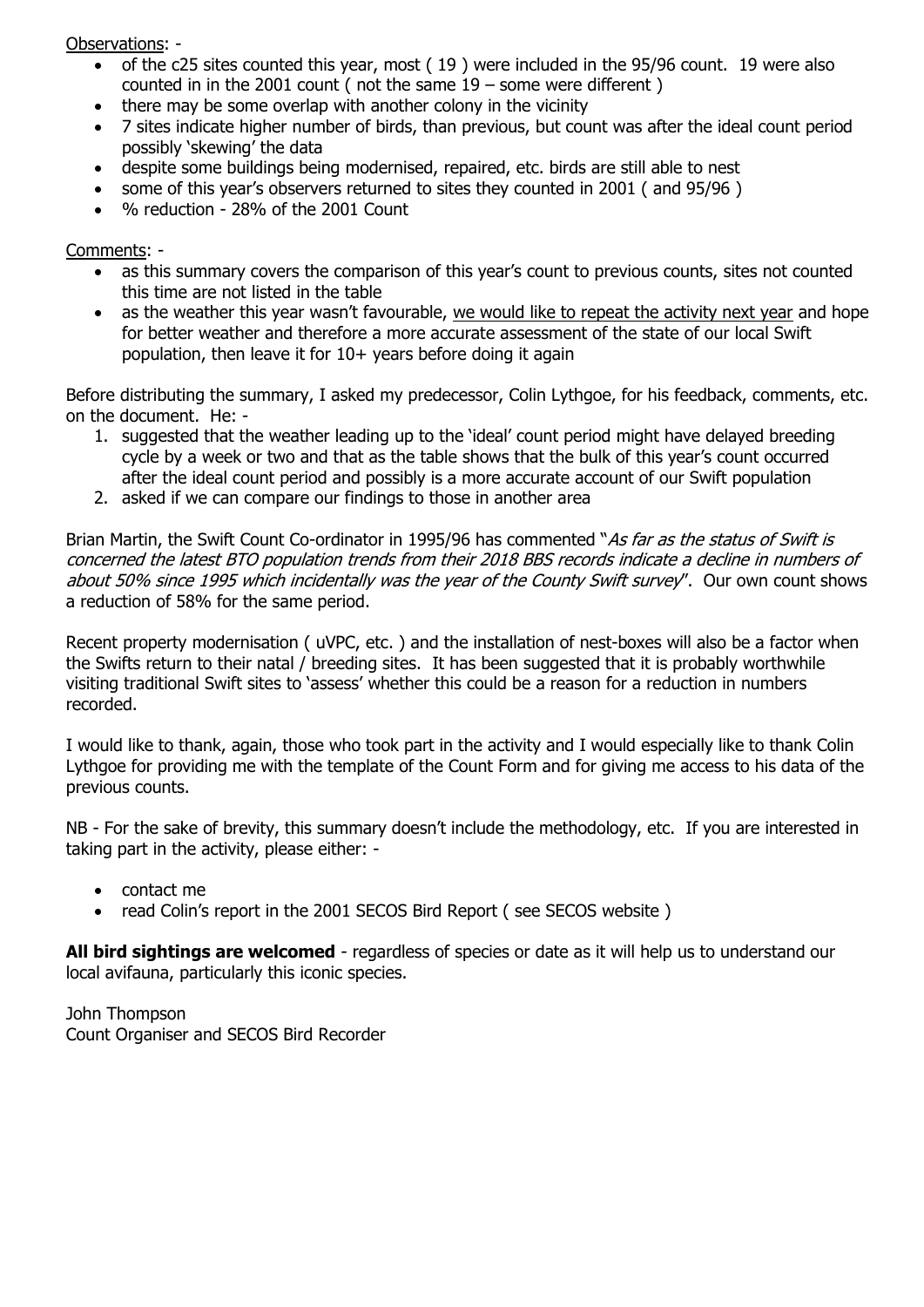Observations: -

- of the c25 sites counted this year, most ( 19 ) were included in the 95/96 count. 19 were also counted in in the 2001 count ( not the same 19 – some were different )
- there may be some overlap with another colony in the vicinity
- 7 sites indicate higher number of birds, than previous, but count was after the ideal count period possibly 'skewing' the data
- despite some buildings being modernised, repaired, etc. birds are still able to nest
- some of this year's observers returned to sites they counted in 2001 ( and 95/96 )
- % reduction - 28% of the 2001 Count

Comments: -

- as this summary covers the comparison of this year's count to previous counts, sites not counted this time are not listed in the table
- as the weather this year wasn't favourable, we would like to repeat the activity next year and hope for better weather and therefore a more accurate assessment of the state of our local Swift population, then leave it for 10+ years before doing it again

Before distributing the summary, I asked my predecessor, Colin Lythgoe, for his feedback, comments, etc. on the document. He: -

1. suggested that the weather leading up to the 'ideal' count period might have delayed breeding cycle by a week or two and that as the table shows that the bulk of this year's count occurred after the ideal count period and possibly is a more accurate account of our Swift population
2. asked if we can compare our findings to those in another area

Brian Martin, the Swift Count Co-ordinator in 1995/96 has commented "*As far as the status of Swift is concerned the latest BTO population trends from their 2018 BBS records indicate a decline in numbers of about 50% since 1995 which incidentally was the year of the County Swift survey*". Our own count shows a reduction of 58% for the same period.

Recent property modernisation ( uVPC, etc. ) and the installation of nest-boxes will also be a factor when the Swifts return to their natal / breeding sites. It has been suggested that it is probably worthwhile visiting traditional Swift sites to 'assess' whether this could be a reason for a reduction in numbers recorded.

I would like to thank, again, those who took part in the activity and I would especially like to thank Colin Lythgoe for providing me with the template of the Count Form and for giving me access to his data of the previous counts.

NB - For the sake of brevity, this summary doesn't include the methodology, etc. If you are interested in taking part in the activity, please either: -

- contact me
- read Colin's report in the 2001 SECOS Bird Report ( see SECOS website )

**All bird sightings are welcomed** - regardless of species or date as it will help us to understand our local avifauna, particularly this iconic species.

John Thompson
Count Organiser and SECOS Bird Recorder